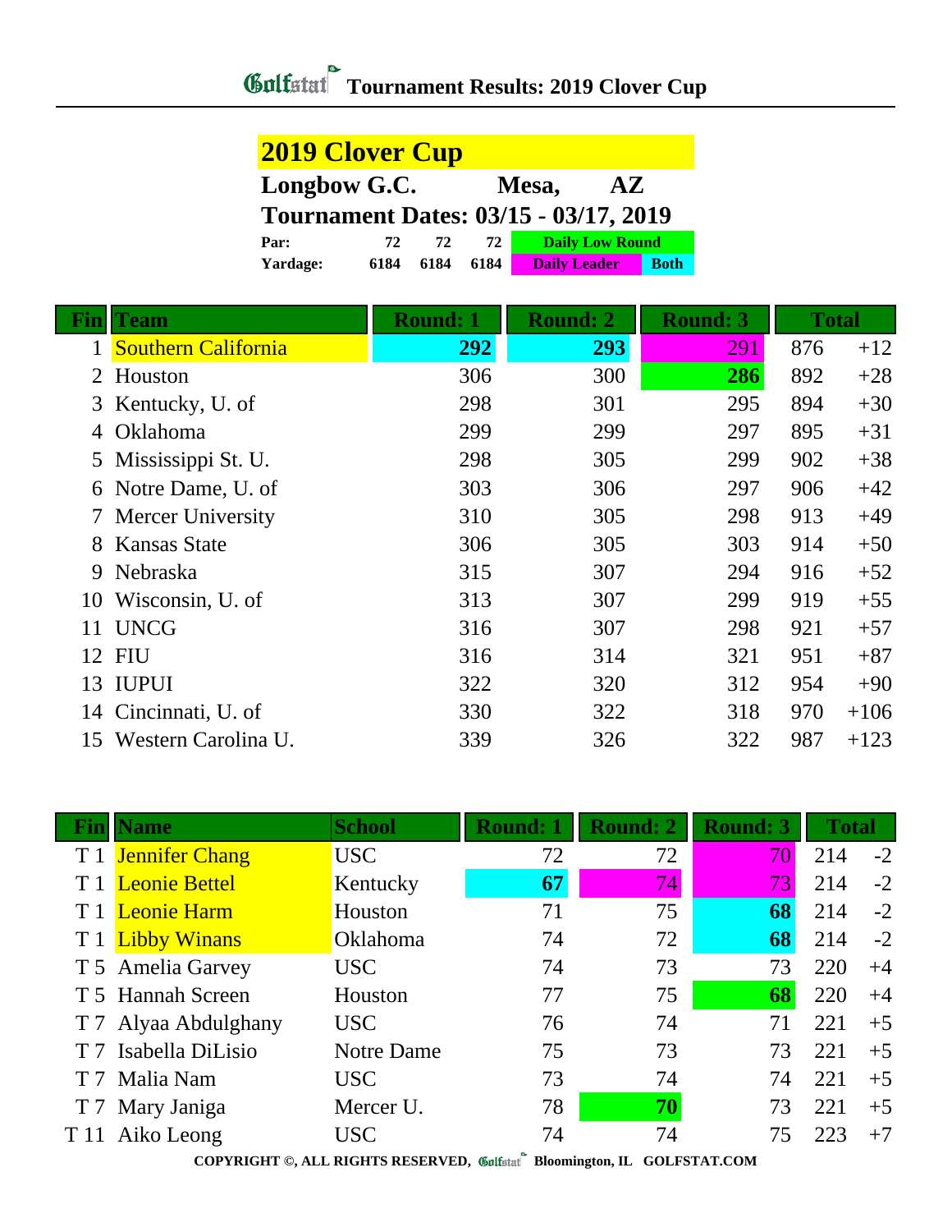# Tournament Results: 2019 Clover Cup

## 2019 Clover Cup

**Longbow G.C. Mesa, AZ**

**Tournament Dates: 03/15 - 03/17, 2019**

| | | | | |
|---|---|---|---|---|
| **Par:** | 72 | 72 | 72 | Daily Low Round |
| **Yardage:** | 6184 | 6184 | 6184 | Daily Leader / Both |

| Fin | Team | Round: 1 | Round: 2 | Round: 3 | Total | |
|---|---|---|---|---|---|---|
| 1 | Southern California | 292 | 293 | 291 | 876 | +12 |
| 2 | Houston | 306 | 300 | 286 | 892 | +28 |
| 3 | Kentucky, U. of | 298 | 301 | 295 | 894 | +30 |
| 4 | Oklahoma | 299 | 299 | 297 | 895 | +31 |
| 5 | Mississippi St. U. | 298 | 305 | 299 | 902 | +38 |
| 6 | Notre Dame, U. of | 303 | 306 | 297 | 906 | +42 |
| 7 | Mercer University | 310 | 305 | 298 | 913 | +49 |
| 8 | Kansas State | 306 | 305 | 303 | 914 | +50 |
| 9 | Nebraska | 315 | 307 | 294 | 916 | +52 |
| 10 | Wisconsin, U. of | 313 | 307 | 299 | 919 | +55 |
| 11 | UNCG | 316 | 307 | 298 | 921 | +57 |
| 12 | FIU | 316 | 314 | 321 | 951 | +87 |
| 13 | IUPUI | 322 | 320 | 312 | 954 | +90 |
| 14 | Cincinnati, U. of | 330 | 322 | 318 | 970 | +106 |
| 15 | Western Carolina U. | 339 | 326 | 322 | 987 | +123 |

| Fin | Name | School | Round: 1 | Round: 2 | Round: 3 | Total | |
|---|---|---|---|---|---|---|---|
| T 1 | Jennifer Chang | USC | 72 | 72 | 70 | 214 | -2 |
| T 1 | Leonie Bettel | Kentucky | 67 | 74 | 73 | 214 | -2 |
| T 1 | Leonie Harm | Houston | 71 | 75 | 68 | 214 | -2 |
| T 1 | Libby Winans | Oklahoma | 74 | 72 | 68 | 214 | -2 |
| T 5 | Amelia Garvey | USC | 74 | 73 | 73 | 220 | +4 |
| T 5 | Hannah Screen | Houston | 77 | 75 | 68 | 220 | +4 |
| T 7 | Alyaa Abdulghany | USC | 76 | 74 | 71 | 221 | +5 |
| T 7 | Isabella DiLisio | Notre Dame | 75 | 73 | 73 | 221 | +5 |
| T 7 | Malia Nam | USC | 73 | 74 | 74 | 221 | +5 |
| T 7 | Mary Janiga | Mercer U. | 78 | 70 | 73 | 221 | +5 |
| T 11 | Aiko Leong | USC | 74 | 74 | 75 | 223 | +7 |

COPYRIGHT ©, ALL RIGHTS RESERVED, Golfstat Bloomington, IL GOLFSTAT.COM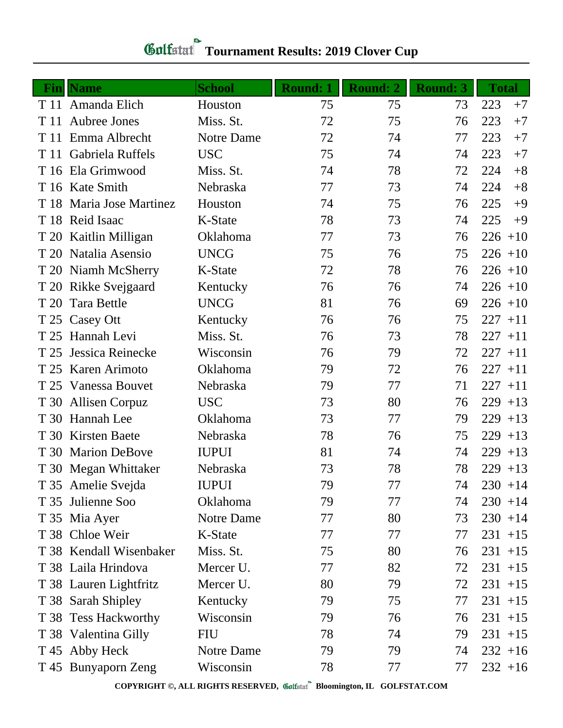# Golfstat Tournament Results: 2019 Clover Cup

| Fin | Name | School | Round: 1 | Round: 2 | Round: 3 | Total | |
|---|---|---|---|---|---|---|---|
| T 11 | Amanda Elich | Houston | 75 | 75 | 73 | 223 | +7 |
| T 11 | Aubree Jones | Miss. St. | 72 | 75 | 76 | 223 | +7 |
| T 11 | Emma Albrecht | Notre Dame | 72 | 74 | 77 | 223 | +7 |
| T 11 | Gabriela Ruffels | USC | 75 | 74 | 74 | 223 | +7 |
| T 16 | Ela Grimwood | Miss. St. | 74 | 78 | 72 | 224 | +8 |
| T 16 | Kate Smith | Nebraska | 77 | 73 | 74 | 224 | +8 |
| T 18 | Maria Jose Martinez | Houston | 74 | 75 | 76 | 225 | +9 |
| T 18 | Reid Isaac | K-State | 78 | 73 | 74 | 225 | +9 |
| T 20 | Kaitlin Milligan | Oklahoma | 77 | 73 | 76 | 226 | +10 |
| T 20 | Natalia Asensio | UNCG | 75 | 76 | 75 | 226 | +10 |
| T 20 | Niamh McSherry | K-State | 72 | 78 | 76 | 226 | +10 |
| T 20 | Rikke Svejgaard | Kentucky | 76 | 76 | 74 | 226 | +10 |
| T 20 | Tara Bettle | UNCG | 81 | 76 | 69 | 226 | +10 |
| T 25 | Casey Ott | Kentucky | 76 | 76 | 75 | 227 | +11 |
| T 25 | Hannah Levi | Miss. St. | 76 | 73 | 78 | 227 | +11 |
| T 25 | Jessica Reinecke | Wisconsin | 76 | 79 | 72 | 227 | +11 |
| T 25 | Karen Arimoto | Oklahoma | 79 | 72 | 76 | 227 | +11 |
| T 25 | Vanessa Bouvet | Nebraska | 79 | 77 | 71 | 227 | +11 |
| T 30 | Allisen Corpuz | USC | 73 | 80 | 76 | 229 | +13 |
| T 30 | Hannah Lee | Oklahoma | 73 | 77 | 79 | 229 | +13 |
| T 30 | Kirsten Baete | Nebraska | 78 | 76 | 75 | 229 | +13 |
| T 30 | Marion DeBove | IUPUI | 81 | 74 | 74 | 229 | +13 |
| T 30 | Megan Whittaker | Nebraska | 73 | 78 | 78 | 229 | +13 |
| T 35 | Amelie Svejda | IUPUI | 79 | 77 | 74 | 230 | +14 |
| T 35 | Julienne Soo | Oklahoma | 79 | 77 | 74 | 230 | +14 |
| T 35 | Mia Ayer | Notre Dame | 77 | 80 | 73 | 230 | +14 |
| T 38 | Chloe Weir | K-State | 77 | 77 | 77 | 231 | +15 |
| T 38 | Kendall Wisenbaker | Miss. St. | 75 | 80 | 76 | 231 | +15 |
| T 38 | Laila Hrindova | Mercer U. | 77 | 82 | 72 | 231 | +15 |
| T 38 | Lauren Lightfritz | Mercer U. | 80 | 79 | 72 | 231 | +15 |
| T 38 | Sarah Shipley | Kentucky | 79 | 75 | 77 | 231 | +15 |
| T 38 | Tess Hackworthy | Wisconsin | 79 | 76 | 76 | 231 | +15 |
| T 38 | Valentina Gilly | FIU | 78 | 74 | 79 | 231 | +15 |
| T 45 | Abby Heck | Notre Dame | 79 | 79 | 74 | 232 | +16 |
| T 45 | Bunyaporn Zeng | Wisconsin | 78 | 77 | 77 | 232 | +16 |

COPYRIGHT ©, ALL RIGHTS RESERVED, Golfstat Bloomington, IL GOLFSTAT.COM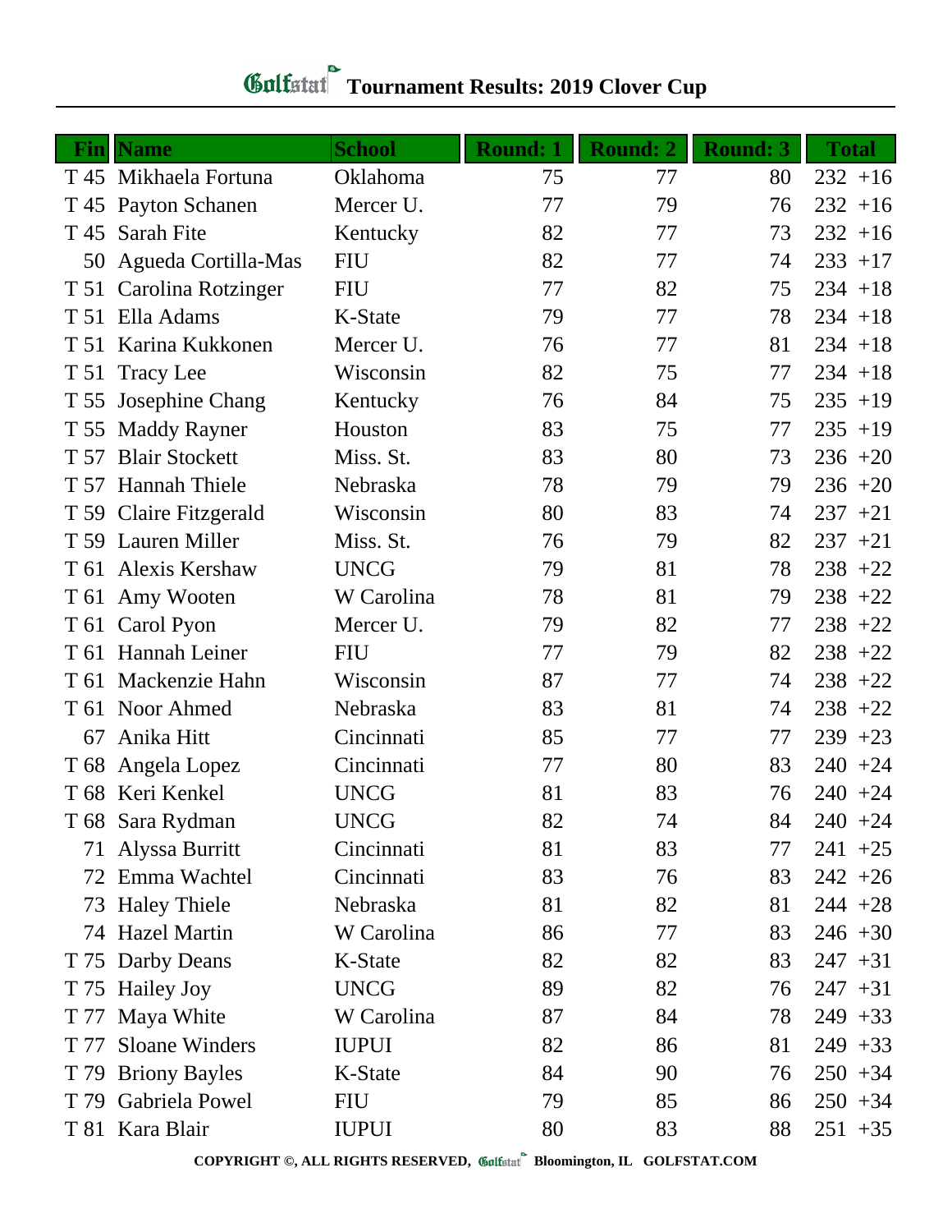# Golfstat Tournament Results: 2019 Clover Cup

| Fin | Name | School | Round: 1 | Round: 2 | Round: 3 | Total |
|---|---|---|---|---|---|---|
| T 45 | Mikhaela Fortuna | Oklahoma | 75 | 77 | 80 | 232 +16 |
| T 45 | Payton Schanen | Mercer U. | 77 | 79 | 76 | 232 +16 |
| T 45 | Sarah Fite | Kentucky | 82 | 77 | 73 | 232 +16 |
| 50 | Agueda Cortilla-Mas | FIU | 82 | 77 | 74 | 233 +17 |
| T 51 | Carolina Rotzinger | FIU | 77 | 82 | 75 | 234 +18 |
| T 51 | Ella Adams | K-State | 79 | 77 | 78 | 234 +18 |
| T 51 | Karina Kukkonen | Mercer U. | 76 | 77 | 81 | 234 +18 |
| T 51 | Tracy Lee | Wisconsin | 82 | 75 | 77 | 234 +18 |
| T 55 | Josephine Chang | Kentucky | 76 | 84 | 75 | 235 +19 |
| T 55 | Maddy Rayner | Houston | 83 | 75 | 77 | 235 +19 |
| T 57 | Blair Stockett | Miss. St. | 83 | 80 | 73 | 236 +20 |
| T 57 | Hannah Thiele | Nebraska | 78 | 79 | 79 | 236 +20 |
| T 59 | Claire Fitzgerald | Wisconsin | 80 | 83 | 74 | 237 +21 |
| T 59 | Lauren Miller | Miss. St. | 76 | 79 | 82 | 237 +21 |
| T 61 | Alexis Kershaw | UNCG | 79 | 81 | 78 | 238 +22 |
| T 61 | Amy Wooten | W Carolina | 78 | 81 | 79 | 238 +22 |
| T 61 | Carol Pyon | Mercer U. | 79 | 82 | 77 | 238 +22 |
| T 61 | Hannah Leiner | FIU | 77 | 79 | 82 | 238 +22 |
| T 61 | Mackenzie Hahn | Wisconsin | 87 | 77 | 74 | 238 +22 |
| T 61 | Noor Ahmed | Nebraska | 83 | 81 | 74 | 238 +22 |
| 67 | Anika Hitt | Cincinnati | 85 | 77 | 77 | 239 +23 |
| T 68 | Angela Lopez | Cincinnati | 77 | 80 | 83 | 240 +24 |
| T 68 | Keri Kenkel | UNCG | 81 | 83 | 76 | 240 +24 |
| T 68 | Sara Rydman | UNCG | 82 | 74 | 84 | 240 +24 |
| 71 | Alyssa Burritt | Cincinnati | 81 | 83 | 77 | 241 +25 |
| 72 | Emma Wachtel | Cincinnati | 83 | 76 | 83 | 242 +26 |
| 73 | Haley Thiele | Nebraska | 81 | 82 | 81 | 244 +28 |
| 74 | Hazel Martin | W Carolina | 86 | 77 | 83 | 246 +30 |
| T 75 | Darby Deans | K-State | 82 | 82 | 83 | 247 +31 |
| T 75 | Hailey Joy | UNCG | 89 | 82 | 76 | 247 +31 |
| T 77 | Maya White | W Carolina | 87 | 84 | 78 | 249 +33 |
| T 77 | Sloane Winders | IUPUI | 82 | 86 | 81 | 249 +33 |
| T 79 | Briony Bayles | K-State | 84 | 90 | 76 | 250 +34 |
| T 79 | Gabriela Powel | FIU | 79 | 85 | 86 | 250 +34 |
| T 81 | Kara Blair | IUPUI | 80 | 83 | 88 | 251 +35 |

COPYRIGHT ©, ALL RIGHTS RESERVED, Golfstat Bloomington, IL GOLFSTAT.COM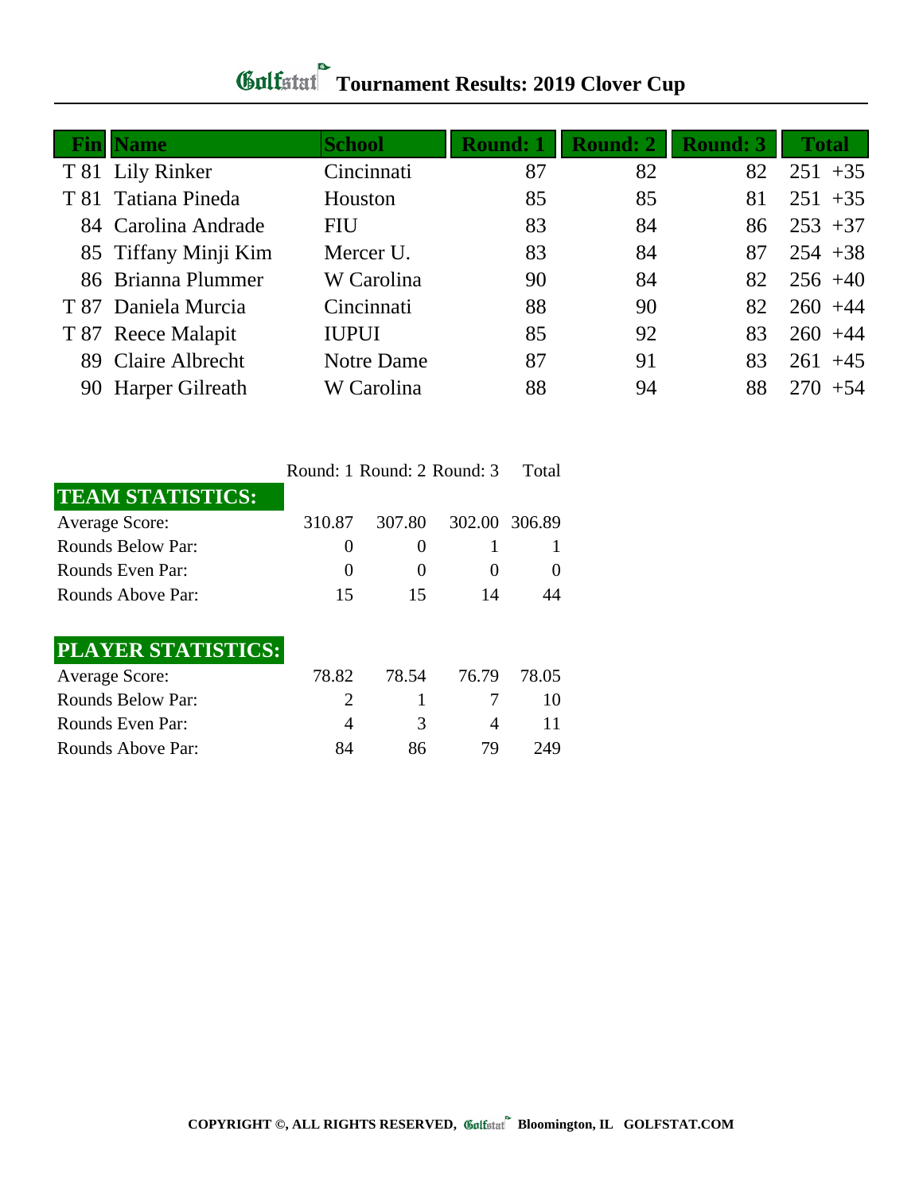# Tournament Results: 2019 Clover Cup

| Fin | Name | School | Round: 1 | Round: 2 | Round: 3 | Total | |
|---|---|---|---|---|---|---|---|
| T 81 | Lily Rinker | Cincinnati | 87 | 82 | 82 | 251 | +35 |
| T 81 | Tatiana Pineda | Houston | 85 | 85 | 81 | 251 | +35 |
| 84 | Carolina Andrade | FIU | 83 | 84 | 86 | 253 | +37 |
| 85 | Tiffany Minji Kim | Mercer U. | 83 | 84 | 87 | 254 | +38 |
| 86 | Brianna Plummer | W Carolina | 90 | 84 | 82 | 256 | +40 |
| T 87 | Daniela Murcia | Cincinnati | 88 | 90 | 82 | 260 | +44 |
| T 87 | Reece Malapit | IUPUI | 85 | 92 | 83 | 260 | +44 |
| 89 | Claire Albrecht | Notre Dame | 87 | 91 | 83 | 261 | +45 |
| 90 | Harper Gilreath | W Carolina | 88 | 94 | 88 | 270 | +54 |

| | Round: 1 | Round: 2 | Round: 3 | Total |
|---|---|---|---|---|
| **TEAM STATISTICS:** | | | | |
| Average Score: | 310.87 | 307.80 | 302.00 | 306.89 |
| Rounds Below Par: | 0 | 0 | 1 | 1 |
| Rounds Even Par: | 0 | 0 | 0 | 0 |
| Rounds Above Par: | 15 | 15 | 14 | 44 |
| **PLAYER STATISTICS:** | | | | |
| Average Score: | 78.82 | 78.54 | 76.79 | 78.05 |
| Rounds Below Par: | 2 | 1 | 7 | 10 |
| Rounds Even Par: | 4 | 3 | 4 | 11 |
| Rounds Above Par: | 84 | 86 | 79 | 249 |

**COPYRIGHT ©, ALL RIGHTS RESERVED, Golfstat Bloomington, IL GOLFSTAT.COM**